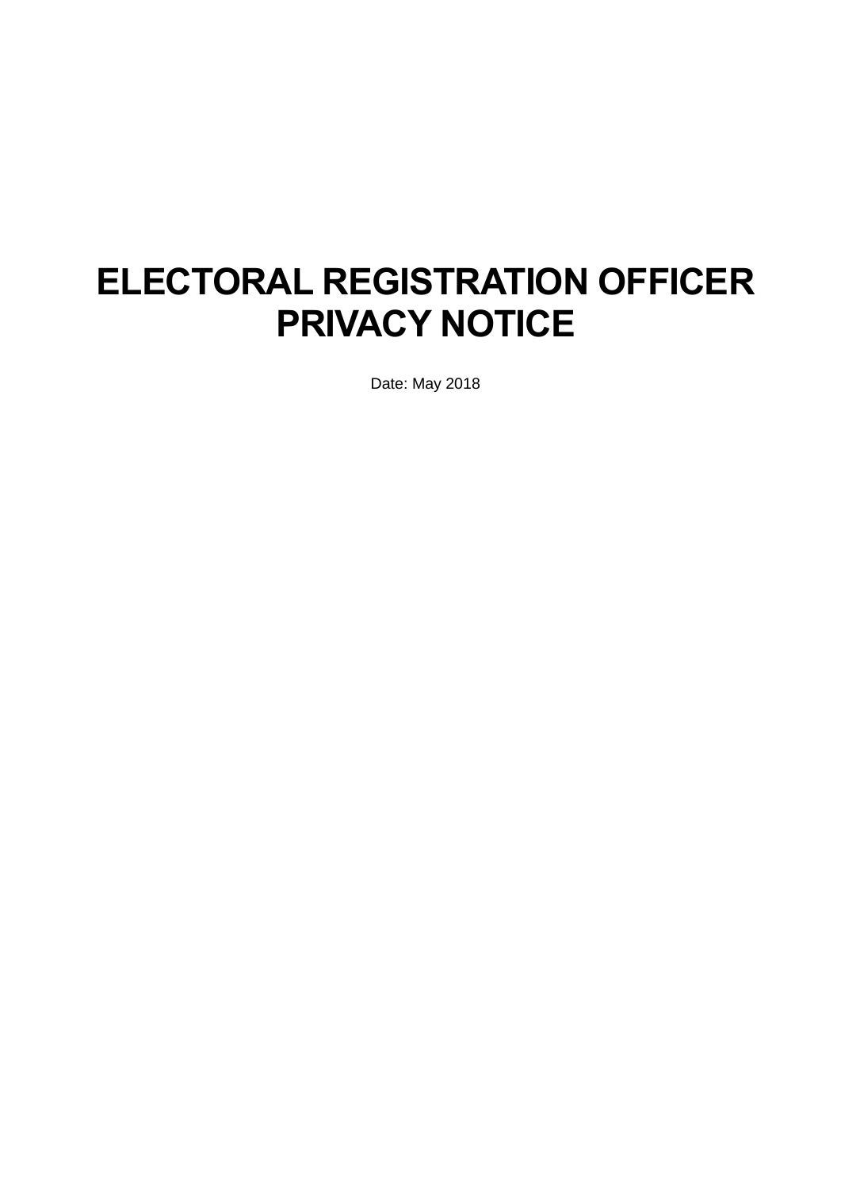# ELECTORAL REGISTRATION OFFICER PRIVACY NOTICE

Date: May 2018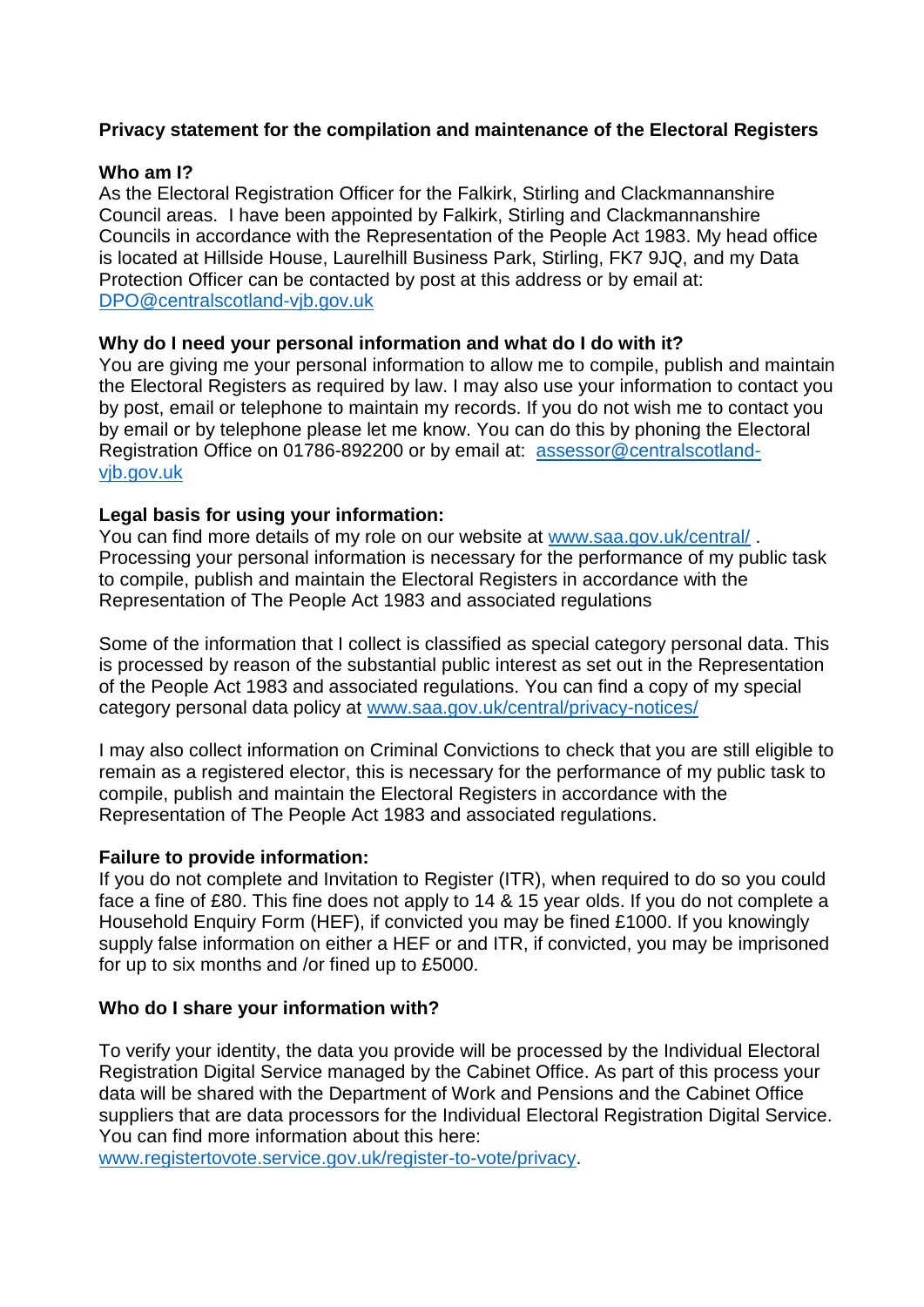**Privacy statement for the compilation and maintenance of the Electoral Registers**

**Who am I?**

As the Electoral Registration Officer for the Falkirk, Stirling and Clackmannanshire Council areas. I have been appointed by Falkirk, Stirling and Clackmannanshire Councils in accordance with the Representation of the People Act 1983. My head office is located at Hillside House, Laurelhill Business Park, Stirling, FK7 9JQ, and my Data Protection Officer can be contacted by post at this address or by email at: DPO@centralscotland-vjb.gov.uk

**Why do I need your personal information and what do I do with it?**

You are giving me your personal information to allow me to compile, publish and maintain the Electoral Registers as required by law. I may also use your information to contact you by post, email or telephone to maintain my records. If you do not wish me to contact you by email or by telephone please let me know. You can do this by phoning the Electoral Registration Office on 01786-892200 or by email at: assessor@centralscotland-vjb.gov.uk

**Legal basis for using your information:**

You can find more details of my role on our website at www.saa.gov.uk/central/ . Processing your personal information is necessary for the performance of my public task to compile, publish and maintain the Electoral Registers in accordance with the Representation of The People Act 1983 and associated regulations

Some of the information that I collect is classified as special category personal data. This is processed by reason of the substantial public interest as set out in the Representation of the People Act 1983 and associated regulations. You can find a copy of my special category personal data policy at www.saa.gov.uk/central/privacy-notices/

I may also collect information on Criminal Convictions to check that you are still eligible to remain as a registered elector, this is necessary for the performance of my public task to compile, publish and maintain the Electoral Registers in accordance with the Representation of The People Act 1983 and associated regulations.

**Failure to provide information:**

If you do not complete and Invitation to Register (ITR), when required to do so you could face a fine of £80. This fine does not apply to 14 & 15 year olds. If you do not complete a Household Enquiry Form (HEF), if convicted you may be fined £1000. If you knowingly supply false information on either a HEF or and ITR, if convicted, you may be imprisoned for up to six months and /or fined up to £5000.

**Who do I share your information with?**

To verify your identity, the data you provide will be processed by the Individual Electoral Registration Digital Service managed by the Cabinet Office. As part of this process your data will be shared with the Department of Work and Pensions and the Cabinet Office suppliers that are data processors for the Individual Electoral Registration Digital Service. You can find more information about this here: www.registertovote.service.gov.uk/register-to-vote/privacy.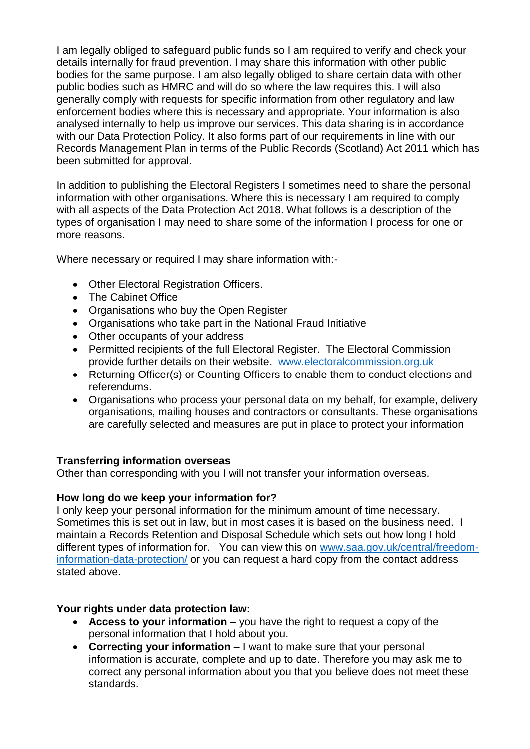I am legally obliged to safeguard public funds so I am required to verify and check your details internally for fraud prevention. I may share this information with other public bodies for the same purpose. I am also legally obliged to share certain data with other public bodies such as HMRC and will do so where the law requires this. I will also generally comply with requests for specific information from other regulatory and law enforcement bodies where this is necessary and appropriate. Your information is also analysed internally to help us improve our services. This data sharing is in accordance with our Data Protection Policy. It also forms part of our requirements in line with our Records Management Plan in terms of the Public Records (Scotland) Act 2011 which has been submitted for approval.

In addition to publishing the Electoral Registers I sometimes need to share the personal information with other organisations. Where this is necessary I am required to comply with all aspects of the Data Protection Act 2018. What follows is a description of the types of organisation I may need to share some of the information I process for one or more reasons.

Where necessary or required I may share information with:-

- Other Electoral Registration Officers.
- The Cabinet Office
- Organisations who buy the Open Register
- Organisations who take part in the National Fraud Initiative
- Other occupants of your address
- Permitted recipients of the full Electoral Register. The Electoral Commission provide further details on their website. [www.electoralcommission.org.uk](http://www.electoralcommission.org.uk)
- Returning Officer(s) or Counting Officers to enable them to conduct elections and referendums.
- Organisations who process your personal data on my behalf, for example, delivery organisations, mailing houses and contractors or consultants. These organisations are carefully selected and measures are put in place to protect your information

**Transferring information overseas**

Other than corresponding with you I will not transfer your information overseas.

**How long do we keep your information for?**

I only keep your personal information for the minimum amount of time necessary. Sometimes this is set out in law, but in most cases it is based on the business need. I maintain a Records Retention and Disposal Schedule which sets out how long I hold different types of information for. You can view this on [www.saa.gov.uk/central/freedom-information-data-protection/](http://www.saa.gov.uk/central/freedom-information-data-protection/) or you can request a hard copy from the contact address stated above.

**Your rights under data protection law:**

- **Access to your information** – you have the right to request a copy of the personal information that I hold about you.
- **Correcting your information** – I want to make sure that your personal information is accurate, complete and up to date. Therefore you may ask me to correct any personal information about you that you believe does not meet these standards.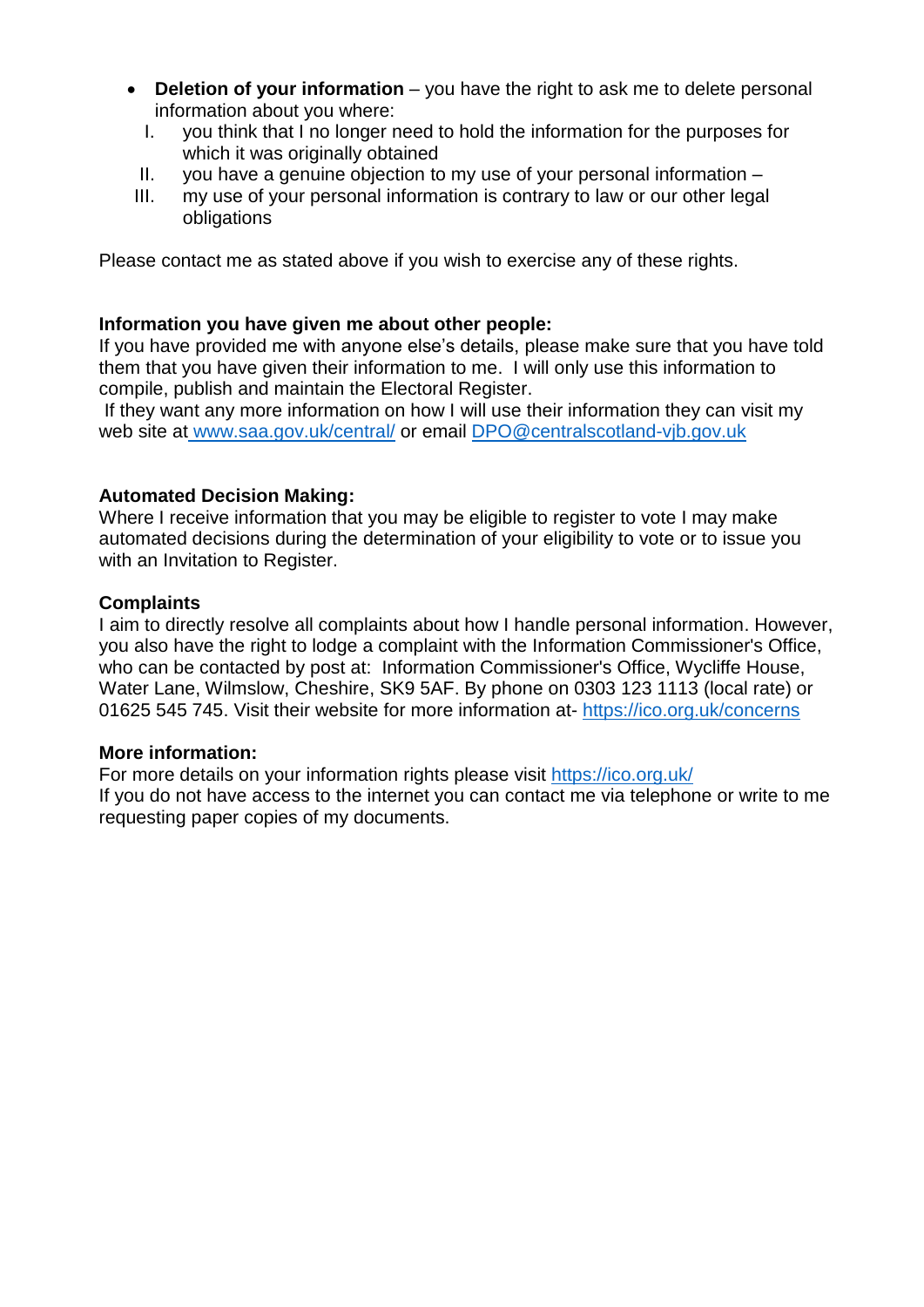- **Deletion of your information** – you have the right to ask me to delete personal information about you where:
  I. you think that I no longer need to hold the information for the purposes for which it was originally obtained
  II. you have a genuine objection to my use of your personal information –
  III. my use of your personal information is contrary to law or our other legal obligations

Please contact me as stated above if you wish to exercise any of these rights.

**Information you have given me about other people:**
If you have provided me with anyone else's details, please make sure that you have told them that you have given their information to me. I will only use this information to compile, publish and maintain the Electoral Register.
If they want any more information on how I will use their information they can visit my web site at www.saa.gov.uk/central/ or email DPO@centralscotland-vjb.gov.uk

**Automated Decision Making:**
Where I receive information that you may be eligible to register to vote I may make automated decisions during the determination of your eligibility to vote or to issue you with an Invitation to Register.

**Complaints**
I aim to directly resolve all complaints about how I handle personal information. However, you also have the right to lodge a complaint with the Information Commissioner's Office, who can be contacted by post at: Information Commissioner's Office, Wycliffe House, Water Lane, Wilmslow, Cheshire, SK9 5AF. By phone on 0303 123 1113 (local rate) or 01625 545 745. Visit their website for more information at- https://ico.org.uk/concerns

**More information:**
For more details on your information rights please visit https://ico.org.uk/
If you do not have access to the internet you can contact me via telephone or write to me requesting paper copies of my documents.